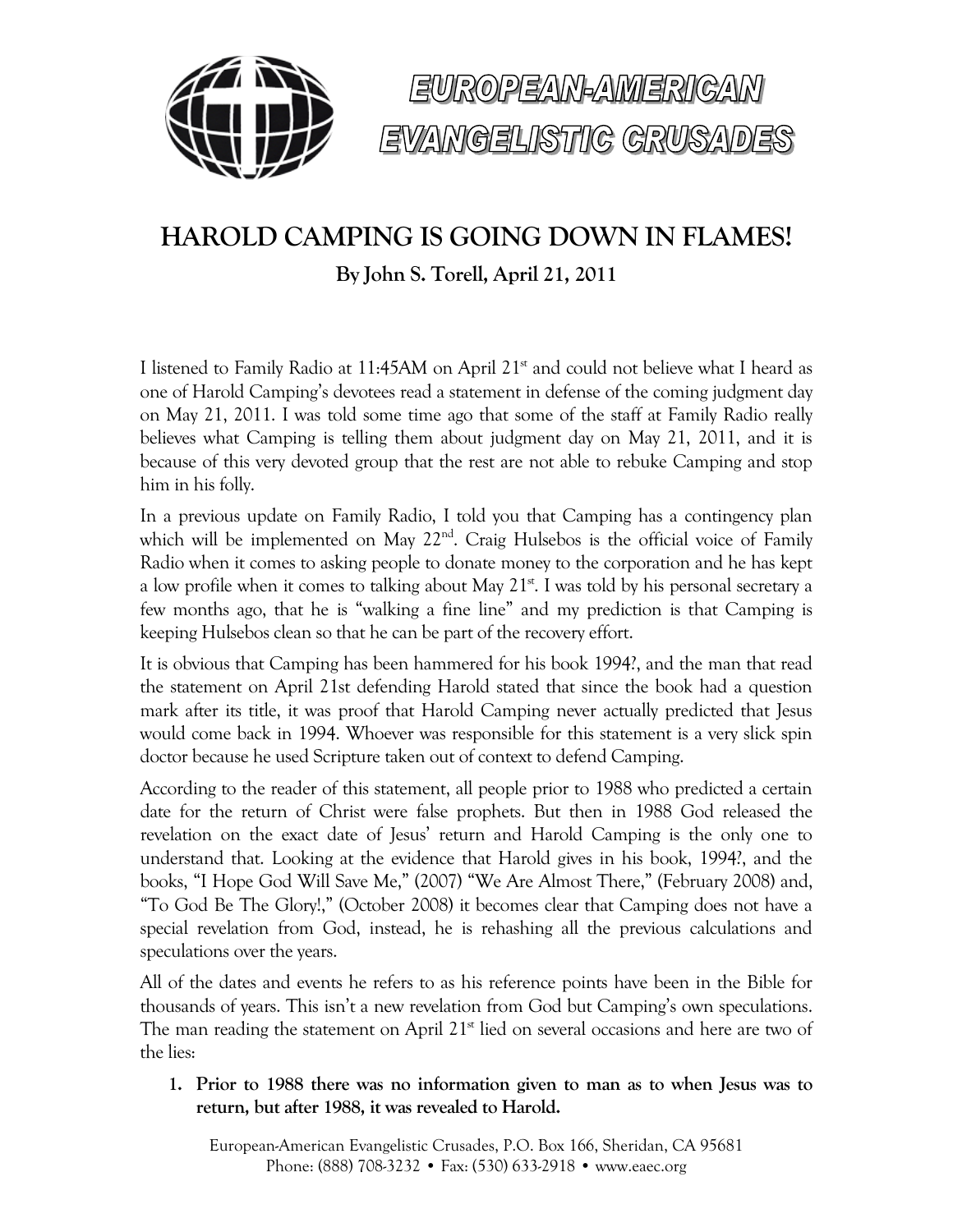EUROPEAN-AMERICAN EVANGELISTIC CRUSADES

# HAROLD CAMPING IS GOING DOWN IN FLAMES!

**By John S. Torell, April 21, 2011**

I listened to Family Radio at 11:45AM on April 21st and could not believe what I heard as one of Harold Camping's devotees read a statement in defense of the coming judgment day on May 21, 2011. I was told some time ago that some of the staff at Family Radio really believes what Camping is telling them about judgment day on May 21, 2011, and it is because of this very devoted group that the rest are not able to rebuke Camping and stop him in his folly.

In a previous update on Family Radio, I told you that Camping has a contingency plan which will be implemented on May 22nd. Craig Hulsebos is the official voice of Family Radio when it comes to asking people to donate money to the corporation and he has kept a low profile when it comes to talking about May 21st. I was told by his personal secretary a few months ago, that he is "walking a fine line" and my prediction is that Camping is keeping Hulsebos clean so that he can be part of the recovery effort.

It is obvious that Camping has been hammered for his book 1994?, and the man that read the statement on April 21st defending Harold stated that since the book had a question mark after its title, it was proof that Harold Camping never actually predicted that Jesus would come back in 1994. Whoever was responsible for this statement is a very slick spin doctor because he used Scripture taken out of context to defend Camping.

According to the reader of this statement, all people prior to 1988 who predicted a certain date for the return of Christ were false prophets. But then in 1988 God released the revelation on the exact date of Jesus' return and Harold Camping is the only one to understand that. Looking at the evidence that Harold gives in his book, 1994?, and the books, "I Hope God Will Save Me," (2007) "We Are Almost There," (February 2008) and, "To God Be The Glory!," (October 2008) it becomes clear that Camping does not have a special revelation from God, instead, he is rehashing all the previous calculations and speculations over the years.

All of the dates and events he refers to as his reference points have been in the Bible for thousands of years. This isn't a new revelation from God but Camping's own speculations. The man reading the statement on April 21st lied on several occasions and here are two of the lies:

1. **Prior to 1988 there was no information given to man as to when Jesus was to return, but after 1988, it was revealed to Harold.**

European-American Evangelistic Crusades, P.O. Box 166, Sheridan, CA 95681
Phone: (888) 708-3232 • Fax: (530) 633-2918 • www.eaec.org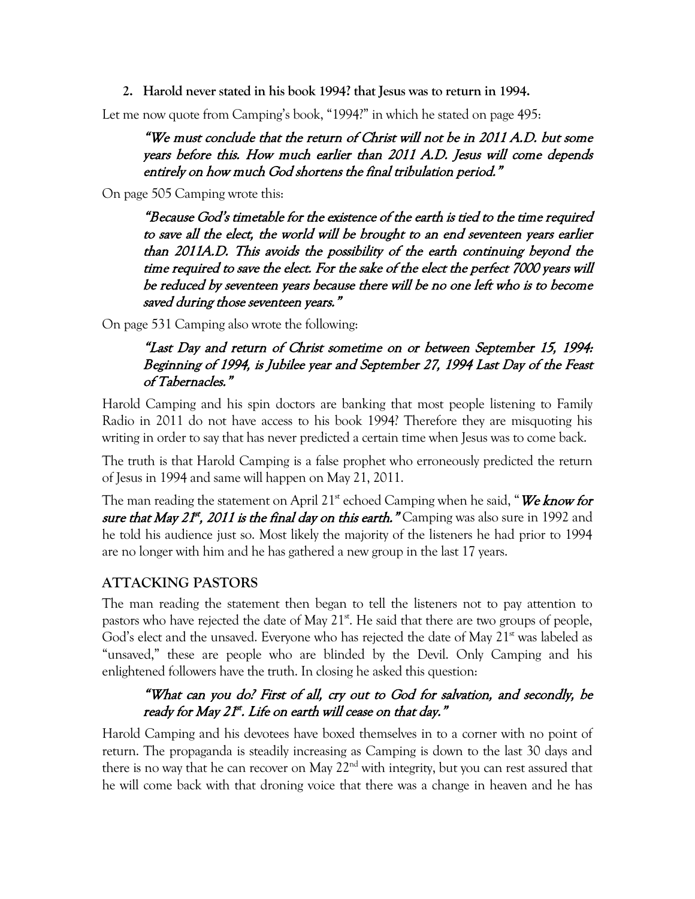2. **Harold never stated in his book 1994? that Jesus was to return in 1994.**

Let me now quote from Camping's book, "1994?" in which he stated on page 495:

> *"We must conclude that the return of Christ will not be in 2011 A.D. but some years before this. How much earlier than 2011 A.D. Jesus will come depends entirely on how much God shortens the final tribulation period."*

On page 505 Camping wrote this:

> *"Because God's timetable for the existence of the earth is tied to the time required to save all the elect, the world will be brought to an end seventeen years earlier than 2011A.D. This avoids the possibility of the earth continuing beyond the time required to save the elect. For the sake of the elect the perfect 7000 years will be reduced by seventeen years because there will be no one left who is to become saved during those seventeen years."*

On page 531 Camping also wrote the following:

> *"Last Day and return of Christ sometime on or between September 15, 1994: Beginning of 1994, is Jubilee year and September 27, 1994 Last Day of the Feast of Tabernacles."*

Harold Camping and his spin doctors are banking that most people listening to Family Radio in 2011 do not have access to his book 1994? Therefore they are misquoting his writing in order to say that has never predicted a certain time when Jesus was to come back.

The truth is that Harold Camping is a false prophet who erroneously predicted the return of Jesus in 1994 and same will happen on May 21, 2011.

The man reading the statement on April 21st echoed Camping when he said, "***We know for sure that May 21st, 2011 is the final day on this earth."*** Camping was also sure in 1992 and he told his audience just so. Most likely the majority of the listeners he had prior to 1994 are no longer with him and he has gathered a new group in the last 17 years.

## ATTACKING PASTORS

The man reading the statement then began to tell the listeners not to pay attention to pastors who have rejected the date of May 21st. He said that there are two groups of people, God's elect and the unsaved. Everyone who has rejected the date of May 21st was labeled as "unsaved," these are people who are blinded by the Devil. Only Camping and his enlightened followers have the truth. In closing he asked this question:

> *"What can you do? First of all, cry out to God for salvation, and secondly, be ready for May 21st. Life on earth will cease on that day."*

Harold Camping and his devotees have boxed themselves in to a corner with no point of return. The propaganda is steadily increasing as Camping is down to the last 30 days and there is no way that he can recover on May 22nd with integrity, but you can rest assured that he will come back with that droning voice that there was a change in heaven and he has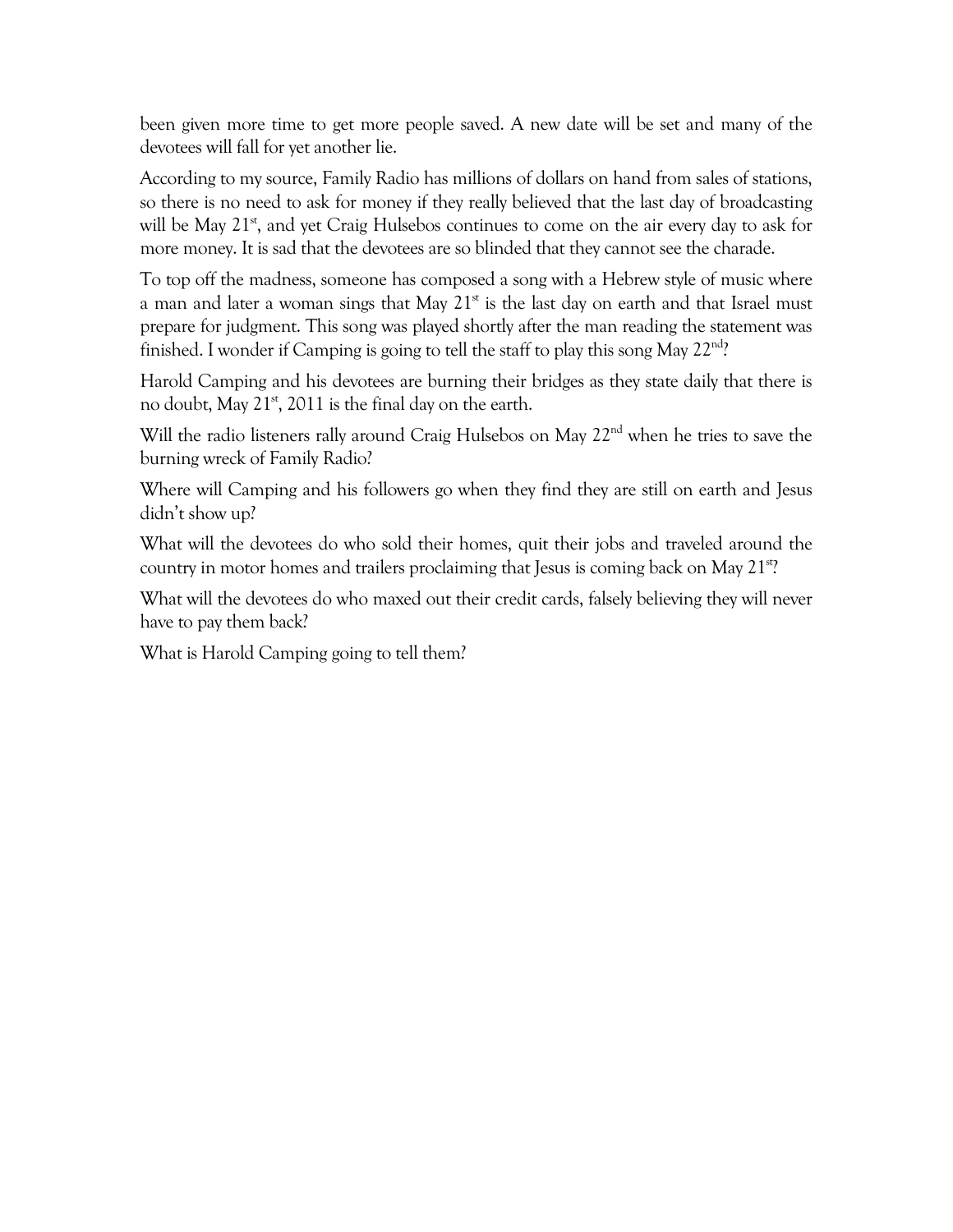been given more time to get more people saved. A new date will be set and many of the devotees will fall for yet another lie.

According to my source, Family Radio has millions of dollars on hand from sales of stations, so there is no need to ask for money if they really believed that the last day of broadcasting will be May 21st, and yet Craig Hulsebos continues to come on the air every day to ask for more money. It is sad that the devotees are so blinded that they cannot see the charade.

To top off the madness, someone has composed a song with a Hebrew style of music where a man and later a woman sings that May 21st is the last day on earth and that Israel must prepare for judgment. This song was played shortly after the man reading the statement was finished. I wonder if Camping is going to tell the staff to play this song May 22nd?

Harold Camping and his devotees are burning their bridges as they state daily that there is no doubt, May 21st, 2011 is the final day on the earth.

Will the radio listeners rally around Craig Hulsebos on May 22nd when he tries to save the burning wreck of Family Radio?

Where will Camping and his followers go when they find they are still on earth and Jesus didn't show up?

What will the devotees do who sold their homes, quit their jobs and traveled around the country in motor homes and trailers proclaiming that Jesus is coming back on May 21st?

What will the devotees do who maxed out their credit cards, falsely believing they will never have to pay them back?

What is Harold Camping going to tell them?